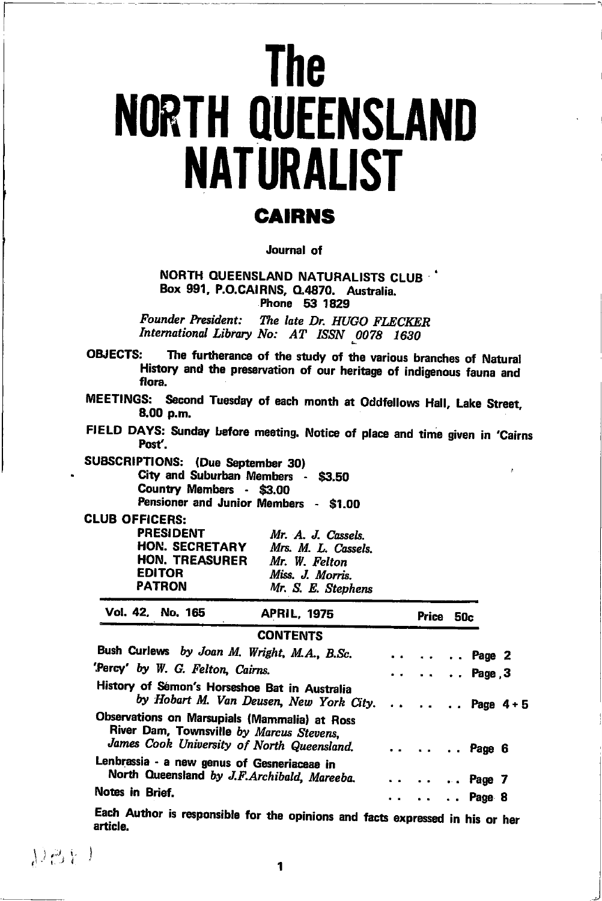# The NORTH QUEENSLAND NATURALIST

## CAIRNS

Journal of

NORTH QUEENSLAND NATURALISTS CLUB
Box 991, P.O.CAIRNS, Q.4870. Australia.
Phone 53 1829

*Founder President: The late Dr. HUGO FLECKER*
*International Library No: AT ISSN 0078 1630*

**OBJECTS:** The furtherance of the study of the various branches of Natural History and the preservation of our heritage of indigenous fauna and flora.

**MEETINGS:** Second Tuesday of each month at Oddfellows Hall, Lake Street, 8.00 p.m.

**FIELD DAYS:** Sunday before meeting. Notice of place and time given in 'Cairns Post'.

**SUBSCRIPTIONS:** (Due September 30)
City and Suburban Members - $3.50
Country Members - $3.00
Pensioner and Junior Members - $1.00

**CLUB OFFICERS:**

| | |
|---|---|
| PRESIDENT | *Mr. A. J. Cassels.* |
| HON. SECRETARY | *Mrs. M. L. Cassels.* |
| HON. TREASURER | *Mr. W. Felton* |
| EDITOR | *Miss. J. Morris.* |
| PATRON | *Mr. S. E. Stephens* |

Vol. 42, No. 165 — APRIL, 1975 — Price 50c

## CONTENTS

| | |
|---|---|
| Bush Curlews *by Joan M. Wright, M.A., B.Sc.* | Page 2 |
| 'Percy' *by W. G. Felton, Cairns.* | Page 3 |
| History of Semon's Horseshoe Bat in Australia *by Hobart M. Van Deusen, New York City.* | Page 4 + 5 |
| Observations on Marsupials (Mammalia) at Ross River Dam, Townsville *by Marcus Stevens, James Cook University of North Queensland.* | Page 6 |
| Lenbrassia - a new genus of Gesneriaceae in North Queensland *by J.F.Archibald, Mareeba.* | Page 7 |
| Notes in Brief. | Page 8 |

Each Author is responsible for the opinions and facts expressed in his or her article.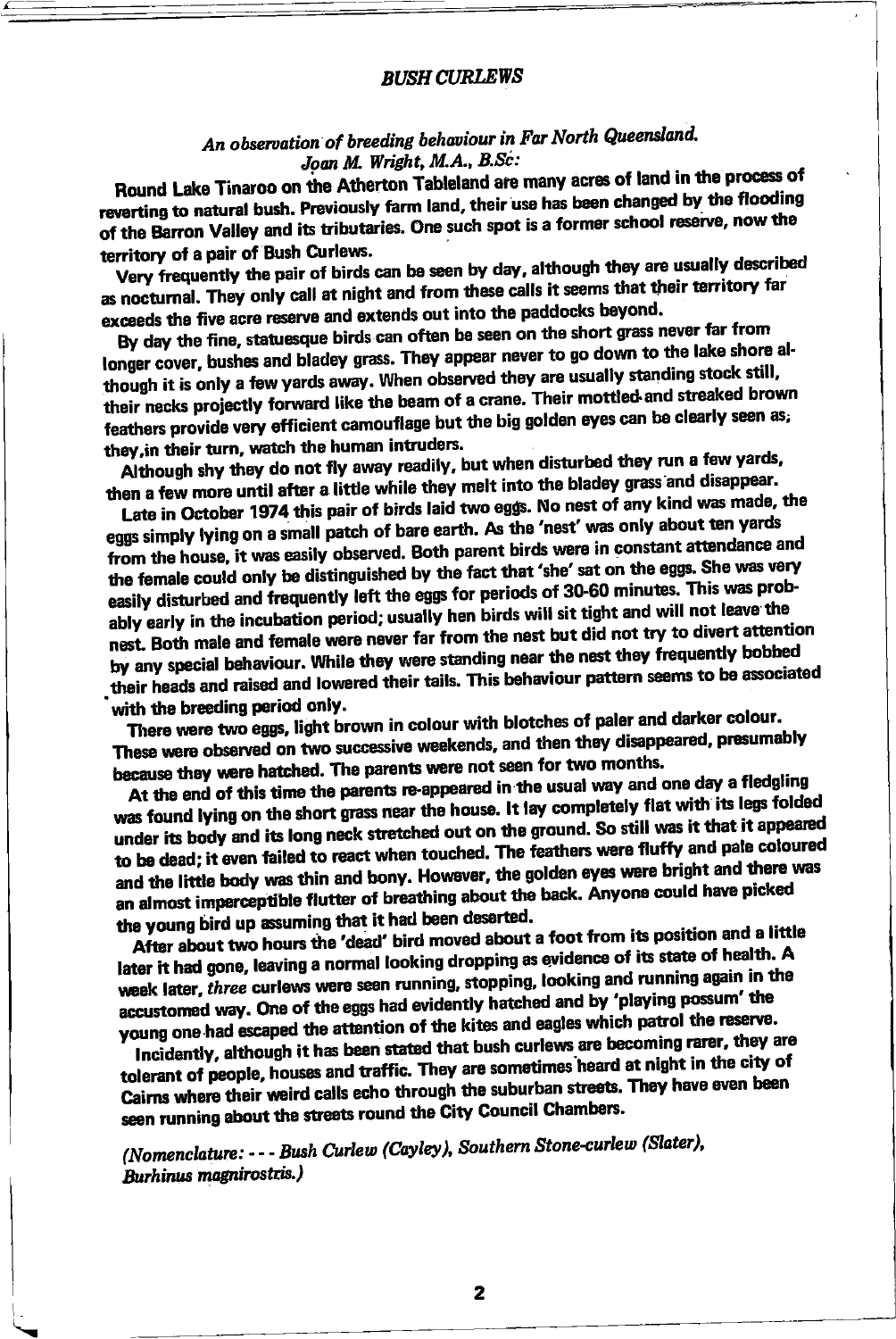# *BUSH CURLEWS*

## *An observation of breeding behaviour in Far North Queensland.*

*Joan M. Wright, M.A., B.Sc:*

Round Lake Tinaroo on the Atherton Tableland are many acres of land in the process of reverting to natural bush. Previously farm land, their use has been changed by the flooding of the Barron Valley and its tributaries. One such spot is a former school reserve, now the territory of a pair of Bush Curlews.

Very frequently the pair of birds can be seen by day, although they are usually described as nocturnal. They only call at night and from these calls it seems that their territory far exceeds the five acre reserve and extends out into the paddocks beyond.

By day the fine, statuesque birds can often be seen on the short grass never far from longer cover, bushes and bladey grass. They appear never to go down to the lake shore although it is only a few yards away. When observed they are usually standing stock still, their necks projectly forward like the beam of a crane. Their mottled and streaked brown feathers provide very efficient camouflage but the big golden eyes can be clearly seen as, they, in their turn, watch the human intruders.

Although shy they do not fly away readily, but when disturbed they run a few yards, then a few more until after a little while they melt into the bladey grass and disappear.

Late in October 1974 this pair of birds laid two eggs. No nest of any kind was made, the eggs simply lying on a small patch of bare earth. As the 'nest' was only about ten yards from the house, it was easily observed. Both parent birds were in constant attendance and the female could only be distinguished by the fact that 'she' sat on the eggs. She was very easily disturbed and frequently left the eggs for periods of 30-60 minutes. This was probably early in the incubation period; usually hen birds will sit tight and will not leave the nest. Both male and female were never far from the nest but did not try to divert attention by any special behaviour. While they were standing near the nest they frequently bobbed their heads and raised and lowered their tails. This behaviour pattern seems to be associated with the breeding period only.

There were two eggs, light brown in colour with blotches of paler and darker colour. These were observed on two successive weekends, and then they disappeared, presumably because they were hatched. The parents were not seen for two months.

At the end of this time the parents re-appeared in the usual way and one day a fledgling was found lying on the short grass near the house. It lay completely flat with its legs folded under its body and its long neck stretched out on the ground. So still was it that it appeared to be dead; it even failed to react when touched. The feathers were fluffy and pale coloured and the little body was thin and bony. However, the golden eyes were bright and there was an almost imperceptible flutter of breathing about the back. Anyone could have picked the young bird up assuming that it had been deserted.

After about two hours the 'dead' bird moved about a foot from its position and a little later it had gone, leaving a normal looking dropping as evidence of its state of health. A week later, *three* curlews were seen running, stopping, looking and running again in the accustomed way. One of the eggs had evidently hatched and by 'playing possum' the young one had escaped the attention of the kites and eagles which patrol the reserve.

Incidently, although it has been stated that bush curlews are becoming rarer, they are tolerant of people, houses and traffic. They are sometimes heard at night in the city of Cairns where their weird calls echo through the suburban streets. They have even been seen running about the streets round the City Council Chambers.

*(Nomenclature: - - - Bush Curlew (Cayley), Southern Stone-curlew (Slater), Burhinus magnirostris.)*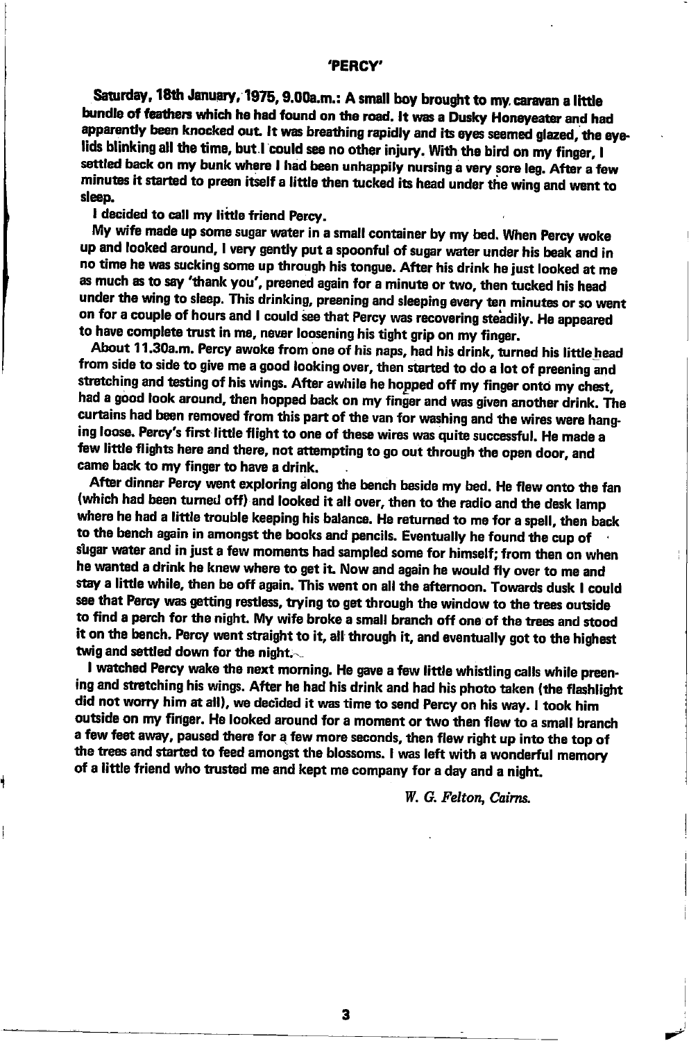## 'PERCY'

**Saturday, 18th January, 1975, 9.00a.m.:** A small boy brought to my caravan a little bundle of feathers which he had found on the road. It was a Dusky Honeyeater and had apparently been knocked out. It was breathing rapidly and its eyes seemed glazed, the eyelids blinking all the time, but I could see no other injury. With the bird on my finger, I settled back on my bunk where I had been unhappily nursing a very sore leg. After a few minutes it started to preen itself a little then tucked its head under the wing and went to sleep.

I decided to call my little friend Percy.

My wife made up some sugar water in a small container by my bed. When Percy woke up and looked around, I very gently put a spoonful of sugar water under his beak and in no time he was sucking some up through his tongue. After his drink he just looked at me as much as to say 'thank you', preened again for a minute or two, then tucked his head under the wing to sleep. This drinking, preening and sleeping every ten minutes or so went on for a couple of hours and I could see that Percy was recovering steadily. He appeared to have complete trust in me, never loosening his tight grip on my finger.

About 11.30a.m. Percy awoke from one of his naps, had his drink, turned his little head from side to side to give me a good looking over, then started to do a lot of preening and stretching and testing of his wings. After awhile he hopped off my finger onto my chest, had a good look around, then hopped back on my finger and was given another drink. The curtains had been removed from this part of the van for washing and the wires were hanging loose. Percy's first little flight to one of these wires was quite successful. He made a few little flights here and there, not attempting to go out through the open door, and came back to my finger to have a drink.

After dinner Percy went exploring along the bench beside my bed. He flew onto the fan (which had been turned off) and looked it all over, then to the radio and the desk lamp where he had a little trouble keeping his balance. He returned to me for a spell, then back to the bench again in amongst the books and pencils. Eventually he found the cup of sugar water and in just a few moments had sampled some for himself; from then on when he wanted a drink he knew where to get it. Now and again he would fly over to me and stay a little while, then be off again. This went on all the afternoon. Towards dusk I could see that Percy was getting restless, trying to get through the window to the trees outside to find a perch for the night. My wife broke a small branch off one of the trees and stood it on the bench. Percy went straight to it, all through it, and eventually got to the highest twig and settled down for the night.

I watched Percy wake the next morning. He gave a few little whistling calls while preening and stretching his wings. After he had his drink and had his photo taken (the flashlight did not worry him at all), we decided it was time to send Percy on his way. I took him outside on my finger. He looked around for a moment or two then flew to a small branch a few feet away, paused there for a few more seconds, then flew right up into the top of the trees and started to feed amongst the blossoms. I was left with a wonderful memory of a little friend who trusted me and kept me company for a day and a night.

*W. G. Felton, Cairns.*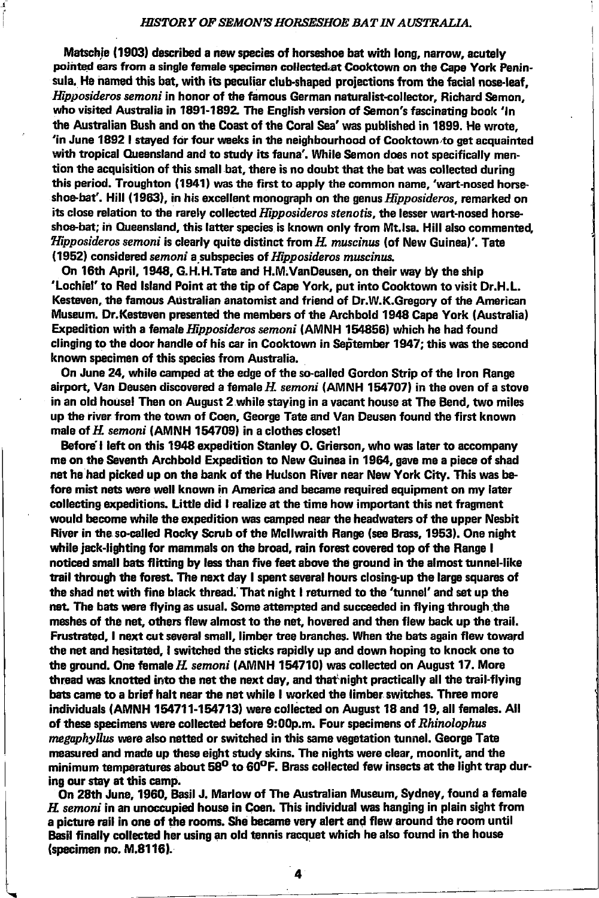## *HISTORY OF SEMON'S HORSESHOE BAT IN AUSTRALIA.*

Matschie (1903) described a new species of horseshoe bat with long, narrow, acutely pointed ears from a single female specimen collected at Cooktown on the Cape York Peninsula. He named this bat, with its peculiar club-shaped projections from the facial nose-leaf, *Hipposideros semoni* in honor of the famous German naturalist-collector, Richard Semon, who visited Australia in 1891-1892. The English version of Semon's fascinating book 'In the Australian Bush and on the Coast of the Coral Sea' was published in 1899. He wrote, 'in June 1892 I stayed for four weeks in the neighbourhood of Cooktown to get acquainted with tropical Queensland and to study its fauna'. While Semon does not specifically mention the acquisition of this small bat, there is no doubt that the bat was collected during this period. Troughton (1941) was the first to apply the common name, 'wart-nosed horseshoe-bat'. Hill (1963), in his excellent monograph on the genus *Hipposideros*, remarked on its close relation to the rarely collected *Hipposideros stenotis*, the lesser wart-nosed horseshoe-bat; in Queensland, this latter species is known only from Mt.Isa. Hill also commented, '*Hipposideros semoni* is clearly quite distinct from *H. muscinus* (of New Guinea)'. Tate (1952) considered *semoni* a subspecies of *Hipposideros muscinus*.

On 16th April, 1948, G.H.H.Tate and H.M.VanDeusen, on their way by the ship 'Lochiel' to Red Island Point at the tip of Cape York, put into Cooktown to visit Dr.H.L. Kesteven, the famous Australian anatomist and friend of Dr.W.K.Gregory of the American Museum. Dr.Kesteven presented the members of the Archbold 1948 Cape York (Australia) Expedition with a female *Hipposideros semoni* (AMNH 154856) which he had found clinging to the door handle of his car in Cooktown in September 1947; this was the second known specimen of this species from Australia.

On June 24, while camped at the edge of the so-called Gordon Strip of the Iron Range airport, Van Deusen discovered a female *H. semoni* (AMNH 154707) in the oven of a stove in an old house! Then on August 2 while staying in a vacant house at The Bend, two miles up the river from the town of Coen, George Tate and Van Deusen found the first known male of *H. semoni* (AMNH 154709) in a clothes closet!

Before I left on this 1948 expedition Stanley O. Grierson, who was later to accompany me on the Seventh Archbold Expedition to New Guinea in 1964, gave me a piece of shad net he had picked up on the bank of the Hudson River near New York City. This was before mist nets were well known in America and became required equipment on my later collecting expeditions. Little did I realize at the time how important this net fragment would become while the expedition was camped near the headwaters of the upper Nesbit River in the so-called Rocky Scrub of the McIlwraith Range (see Brass, 1953). One night while jack-lighting for mammals on the broad, rain forest covered top of the Range I noticed small bats flitting by less than five feet above the ground in the almost tunnel-like trail through the forest. The next day I spent several hours closing-up the large squares of the shad net with fine black thread. That night I returned to the 'tunnel' and set up the net. The bats were flying as usual. Some attempted and succeeded in flying through the meshes of the net, others flew almost to the net, hovered and then flew back up the trail. Frustrated, I next cut several small, limber tree branches. When the bats again flew toward the net and hesitated, I switched the sticks rapidly up and down hoping to knock one to the ground. One female *H. semoni* (AMNH 154710) was collected on August 17. More thread was knotted into the net the next day, and that night practically all the trail-flying bats came to a brief halt near the net while I worked the limber switches. Three more individuals (AMNH 154711-154713) were collected on August 18 and 19, all females. All of these specimens were collected before 9:00p.m. Four specimens of *Rhinolophus megaphyllus* were also netted or switched in this same vegetation tunnel. George Tate measured and made up these eight study skins. The nights were clear, moonlit, and the minimum temperatures about 58° to 60°F. Brass collected few insects at the light trap during our stay at this camp.

On 28th June, 1960, Basil J. Marlow of The Australian Museum, Sydney, found a female *H. semoni* in an unoccupied house in Coen. This individual was hanging in plain sight from a picture rail in one of the rooms. She became very alert and flew around the room until Basil finally collected her using an old tennis racquet which he also found in the house (specimen no. M.8116).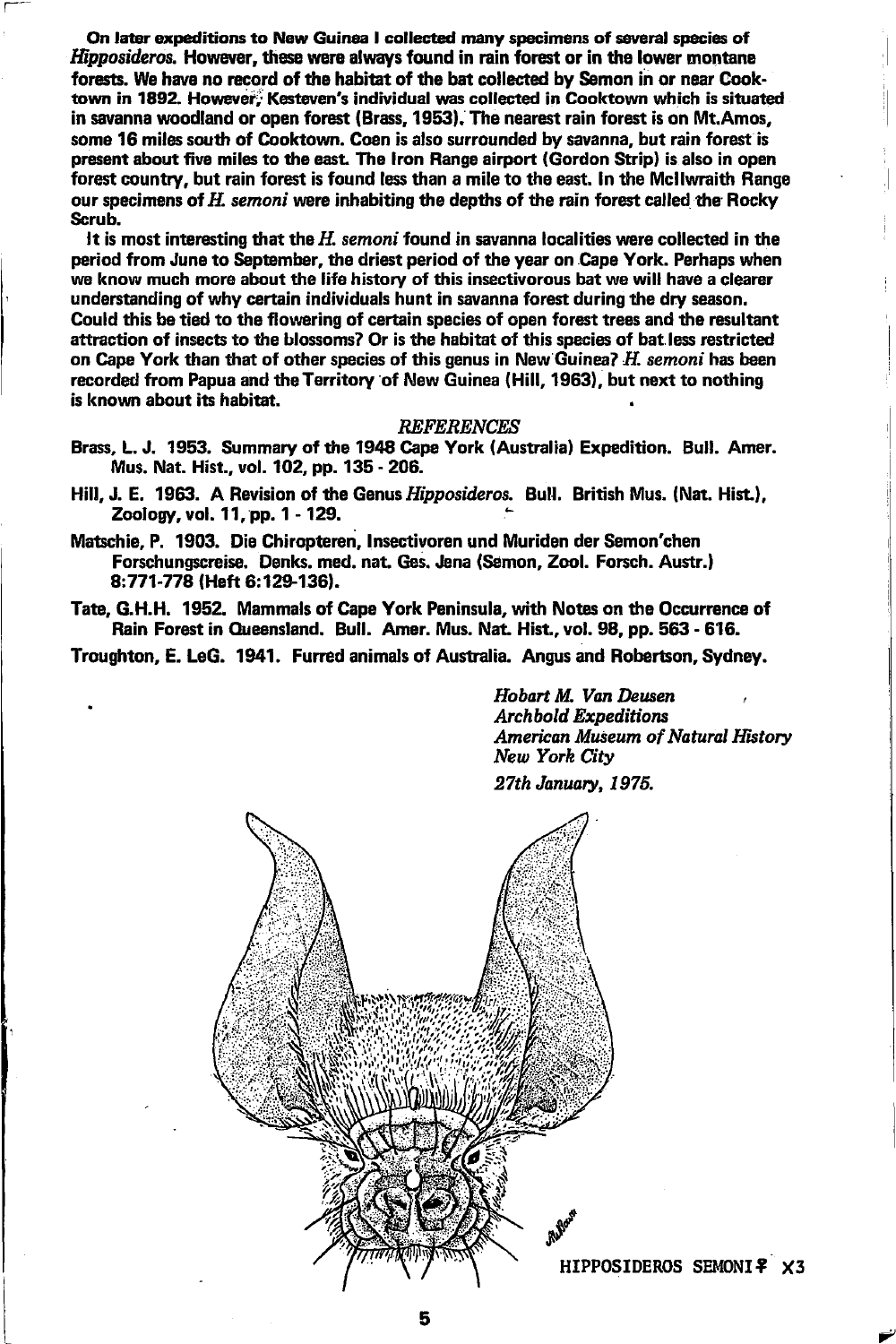On later expeditions to New Guinea I collected many specimens of several species of *Hipposideros*. However, these were always found in rain forest or in the lower montane forests. We have no record of the habitat of the bat collected by Semon in or near Cooktown in 1892. However, Kesteven's individual was collected in Cooktown which is situated in savanna woodland or open forest (Brass, 1953). The nearest rain forest is on Mt.Amos, some 16 miles south of Cooktown. Coen is also surrounded by savanna, but rain forest is present about five miles to the east. The Iron Range airport (Gordon Strip) is also in open forest country, but rain forest is found less than a mile to the east. In the McIlwraith Range our specimens of *H. semoni* were inhabiting the depths of the rain forest called the Rocky Scrub.

It is most interesting that the *H. semoni* found in savanna localities were collected in the period from June to September, the driest period of the year on Cape York. Perhaps when we know much more about the life history of this insectivorous bat we will have a clearer understanding of why certain individuals hunt in savanna forest during the dry season. Could this be tied to the flowering of certain species of open forest trees and the resultant attraction of insects to the blossoms? Or is the habitat of this species of bat less restricted on Cape York than that of other species of this genus in New Guinea? *H. semoni* has been recorded from Papua and the Territory of New Guinea (Hill, 1963), but next to nothing is known about its habitat.

## *REFERENCES*

Brass, L. J. 1953. Summary of the 1948 Cape York (Australia) Expedition. Bull. Amer. Mus. Nat. Hist., vol. 102, pp. 135 - 206.

Hill, J. E. 1963. A Revision of the Genus *Hipposideros*. Bull. British Mus. (Nat. Hist.), Zoology, vol. 11, pp. 1 - 129.

Matschie, P. 1903. Die Chiropteren, Insectivoren und Muriden der Semon'chen Forschungsreise. Denks. med. nat. Ges. Jena (Semon, Zool. Forsch. Austr.) 8:771-778 (Heft 6:129-136).

Tate, G.H.H. 1952. Mammals of Cape York Peninsula, with Notes on the Occurrence of Rain Forest in Queensland. Bull. Amer. Mus. Nat. Hist., vol. 98, pp. 563 - 616.

Troughton, E. LeG. 1941. Furred animals of Australia. Angus and Robertson, Sydney.

*Hobart M. Van Deusen*
*Archbold Expeditions*
*American Museum of Natural History*
*New York City*
*27th January, 1975.*

HIPPOSIDEROS SEMONI ♀ X3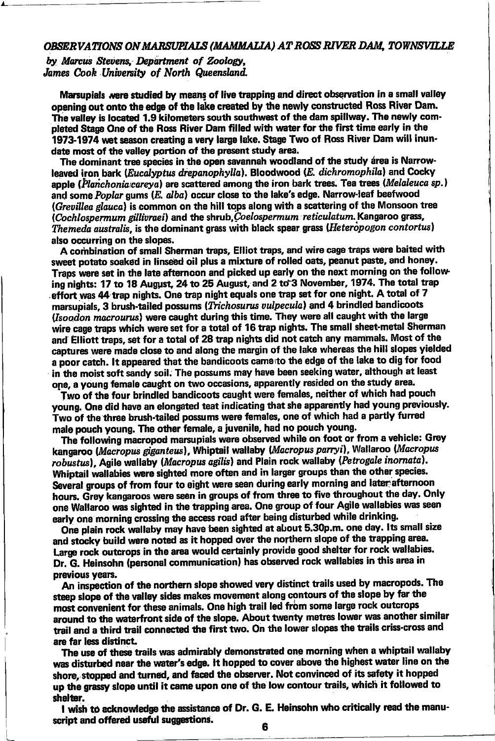*OBSERVATIONS ON MARSUPIALS (MAMMALIA) AT ROSS RIVER DAM, TOWNSVILLE*

*by Marcus Stevens, Department of Zoology, James Cook University of North Queensland.*

**Marsupials were studied by means of live trapping and direct observation in a small valley opening out onto the edge of the lake created by the newly constructed Ross River Dam. The valley is located 1.9 kilometers south southwest of the dam spillway. The newly completed Stage One of the Ross River Dam filled with water for the first time early in the 1973-1974 wet season creating a very large lake. Stage Two of Ross River Dam will inundate most of the valley portion of the present study area.**

**The dominant tree species in the open savannah woodland of the study area is Narrow-leaved iron bark (*Eucalyptus drepanophylla*). Bloodwood (*E. dichromophila*) and Cocky apple (*Planchonia careya*) are scattered among the iron bark trees. Tea trees (*Melaleuca sp.*) and some *Poplar* gums (*E. alba*) occur close to the lake's edge. Narrow-leaf beefwood (*Grevillea glauca*) is common on the hill tops along with a scattering of the Monsoon tree (*Cochlospermum gillivraei*) and the shrub, *Coelospermum reticulatum*. Kangaroo grass, *Themeda australis*, is the dominant grass with black spear grass (*Heteropogon contortus*) also occurring on the slopes.**

**A combination of small Sherman traps, Elliot traps, and wire cage traps were baited with sweet potato soaked in linseed oil plus a mixture of rolled oats, peanut paste, and honey. Traps were set in the late afternoon and picked up early on the next morning on the following nights: 17 to 18 August, 24 to 25 August, and 2 to 3 November, 1974. The total trap effort was 44 trap nights. One trap night equals one trap set for one night. A total of 7 marsupials, 3 brush-tailed possums (*Trichosurus vulpecula*) and 4 brindled bandicoots (*Isoodon macrourus*) were caught during this time. They were all caught with the large wire cage traps which were set for a total of 16 trap nights. The small sheet-metal Sherman and Elliott traps, set for a total of 28 trap nights did not catch any mammals. Most of the captures were made close to and along the margin of the lake whereas the hill slopes yielded a poor catch. It appeared that the bandicoots came to the edge of the lake to dig for food in the moist soft sandy soil. The possums may have been seeking water, although at least one, a young female caught on two occasions, apparently resided on the study area.**

**Two of the four brindled bandicoots caught were females, neither of which had pouch young. One did have an elongated teat indicating that she apparently had young previously. Two of the three brush-tailed possums were females, one of which had a partly furred male pouch young. The other female, a juvenile, had no pouch young.**

**The following macropod marsupials were observed while on foot or from a vehicle: Grey kangaroo (*Macropus giganteus*), Whiptail wallaby (*Macropus parryi*), Wallaroo (*Macropus robustus*), Agile wallaby (*Macropus agilis*) and Plain rock wallaby (*Petrogale inornata*). Whiptail wallabies were sighted more often and in larger groups than the other species. Several groups of from four to eight were seen during early morning and later afternoon hours. Grey kangaroos were seen in groups of from three to five throughout the day. Only one Wallaroo was sighted in the trapping area. One group of four Agile wallabies was seen early one morning crossing the access road after being disturbed while drinking.**

**One plain rock wallaby may have been sighted at about 5.30p.m. one day. Its small size and stocky build were noted as it hopped over the northern slope of the trapping area. Large rock outcrops in the area would certainly provide good shelter for rock wallabies. Dr. G. Heinsohn (personal communication) has observed rock wallabies in this area in previous years.**

**An inspection of the northern slope showed very distinct trails used by macropods. The steep slope of the valley sides makes movement along contours of the slope by far the most convenient for these animals. One high trail led from some large rock outcrops around to the waterfront side of the slope. About twenty metres lower was another similar trail and a third trail connected the first two. On the lower slopes the trails criss-cross and are far less distinct.**

**The use of these trails was admirably demonstrated one morning when a whiptail wallaby was disturbed near the water's edge. It hopped to cover above the highest water line on the shore, stopped and turned, and faced the observer. Not convinced of its safety it hopped up the grassy slope until it came upon one of the low contour trails, which it followed to shelter.**

**I wish to acknowledge the assistance of Dr. G. E. Heinsohn who critically read the manuscript and offered useful suggestions.**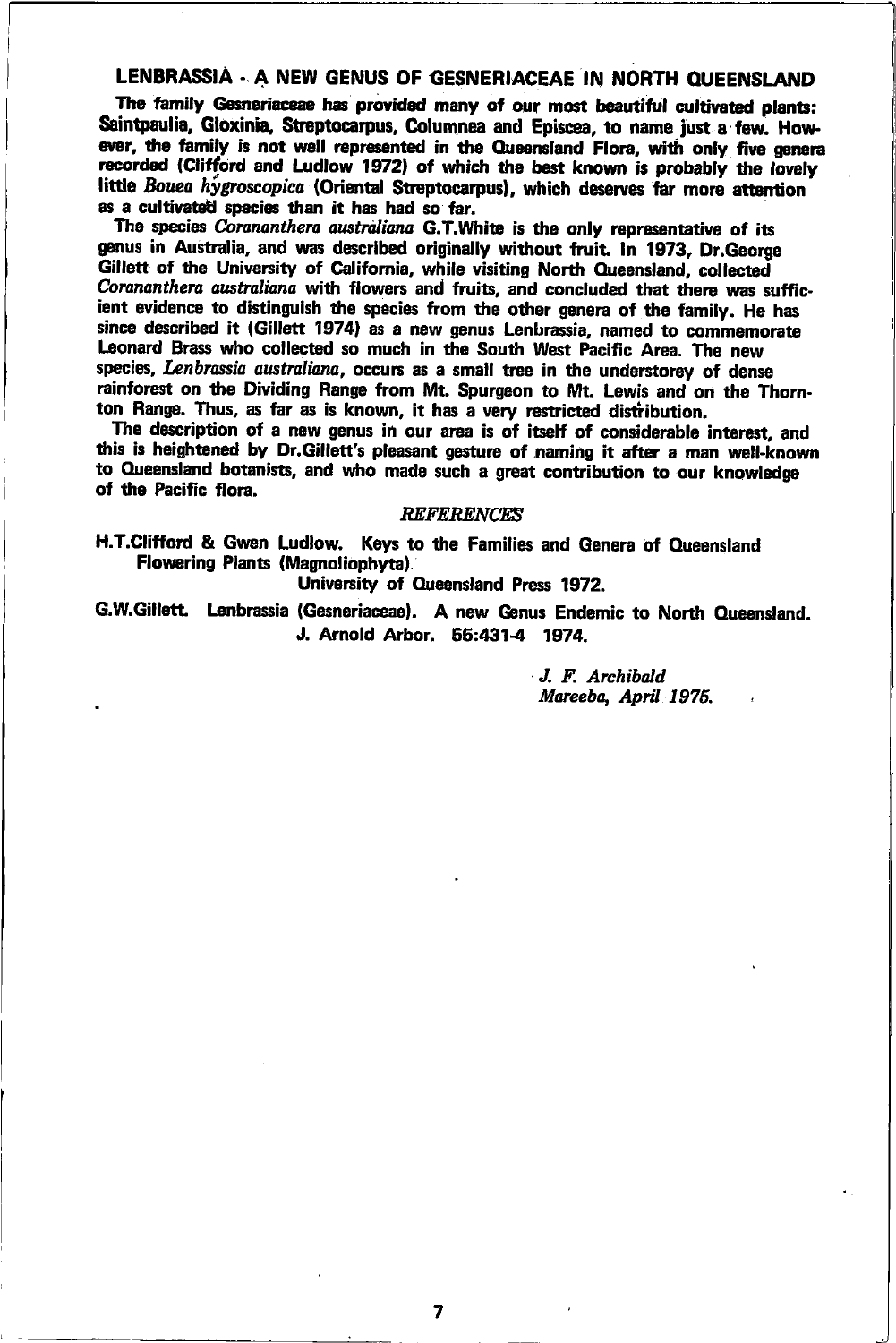## LENBRASSIA - A NEW GENUS OF GESNERIACEAE IN NORTH QUEENSLAND

The family Gesneriaceae has provided many of our most beautiful cultivated plants: Saintpaulia, Gloxinia, Streptocarpus, Columnea and Episcea, to name just a few. However, the family is not well represented in the Queensland Flora, with only five genera recorded (Clifford and Ludlow 1972) of which the best known is probably the lovely little *Bouea hygroscopica* (Oriental Streptocarpus), which deserves far more attention as a cultivated species than it has had so far.

The species *Corananthera australiana* G.T.White is the only representative of its genus in Australia, and was described originally without fruit. In 1973, Dr.George Gillett of the University of California, while visiting North Queensland, collected *Corananthera australiana* with flowers and fruits, and concluded that there was sufficient evidence to distinguish the species from the other genera of the family. He has since described it (Gillett 1974) as a new genus Lenbrassia, named to commemorate Leonard Brass who collected so much in the South West Pacific Area. The new species, *Lenbrassia australiana*, occurs as a small tree in the understorey of dense rainforest on the Dividing Range from Mt. Spurgeon to Mt. Lewis and on the Thornton Range. Thus, as far as is known, it has a very restricted distribution.

The description of a new genus in our area is of itself of considerable interest, and this is heightened by Dr.Gillett's pleasant gesture of naming it after a man well-known to Queensland botanists, and who made such a great contribution to our knowledge of the Pacific flora.

*REFERENCES*

H.T.Clifford & Gwen Ludlow. Keys to the Families and Genera of Queensland Flowering Plants (Magnoliophyta).
University of Queensland Press 1972.

G.W.Gillett. Lenbrassia (Gesneriaceae). A new Genus Endemic to North Queensland.
J. Arnold Arbor. 55:431-4 1974.

*J. F. Archibald*
*Mareeba, April 1975.*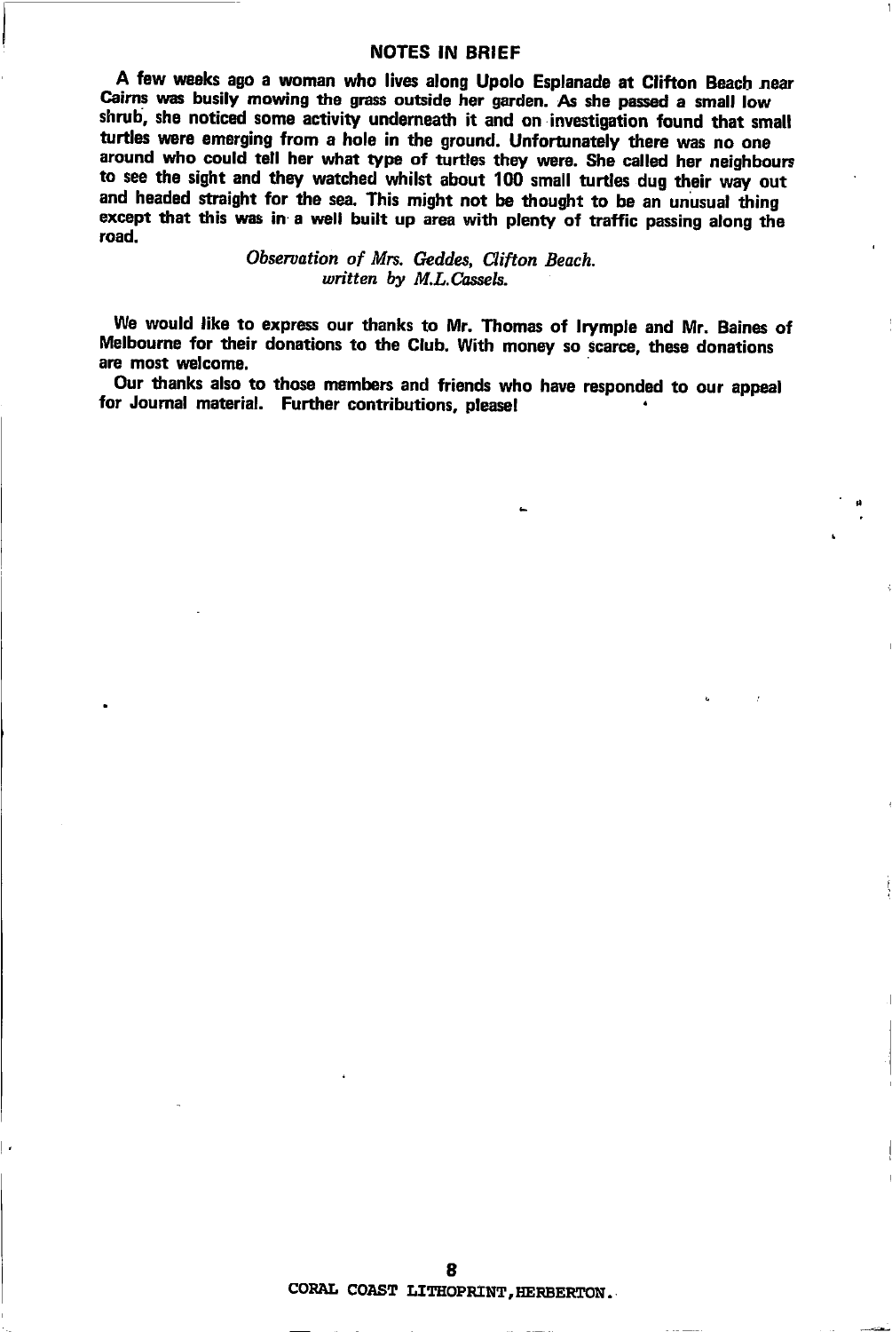## NOTES IN BRIEF

A few weeks ago a woman who lives along Upolo Esplanade at Clifton Beach near Cairns was busily mowing the grass outside her garden. As she passed a small low shrub, she noticed some activity underneath it and on investigation found that small turtles were emerging from a hole in the ground. Unfortunately there was no one around who could tell her what type of turtles they were. She called her neighbours to see the sight and they watched whilst about 100 small turtles dug their way out and headed straight for the sea. This might not be thought to be an unusual thing except that this was in a well built up area with plenty of traffic passing along the road.

*Observation of Mrs. Geddes, Clifton Beach.*
*written by M.L.Cassels.*

We would like to express our thanks to Mr. Thomas of Irymple and Mr. Baines of Melbourne for their donations to the Club. With money so scarce, these donations are most welcome.

Our thanks also to those members and friends who have responded to our appeal for Journal material. Further contributions, please!

CORAL COAST LITHOPRINT, HERBERTON.